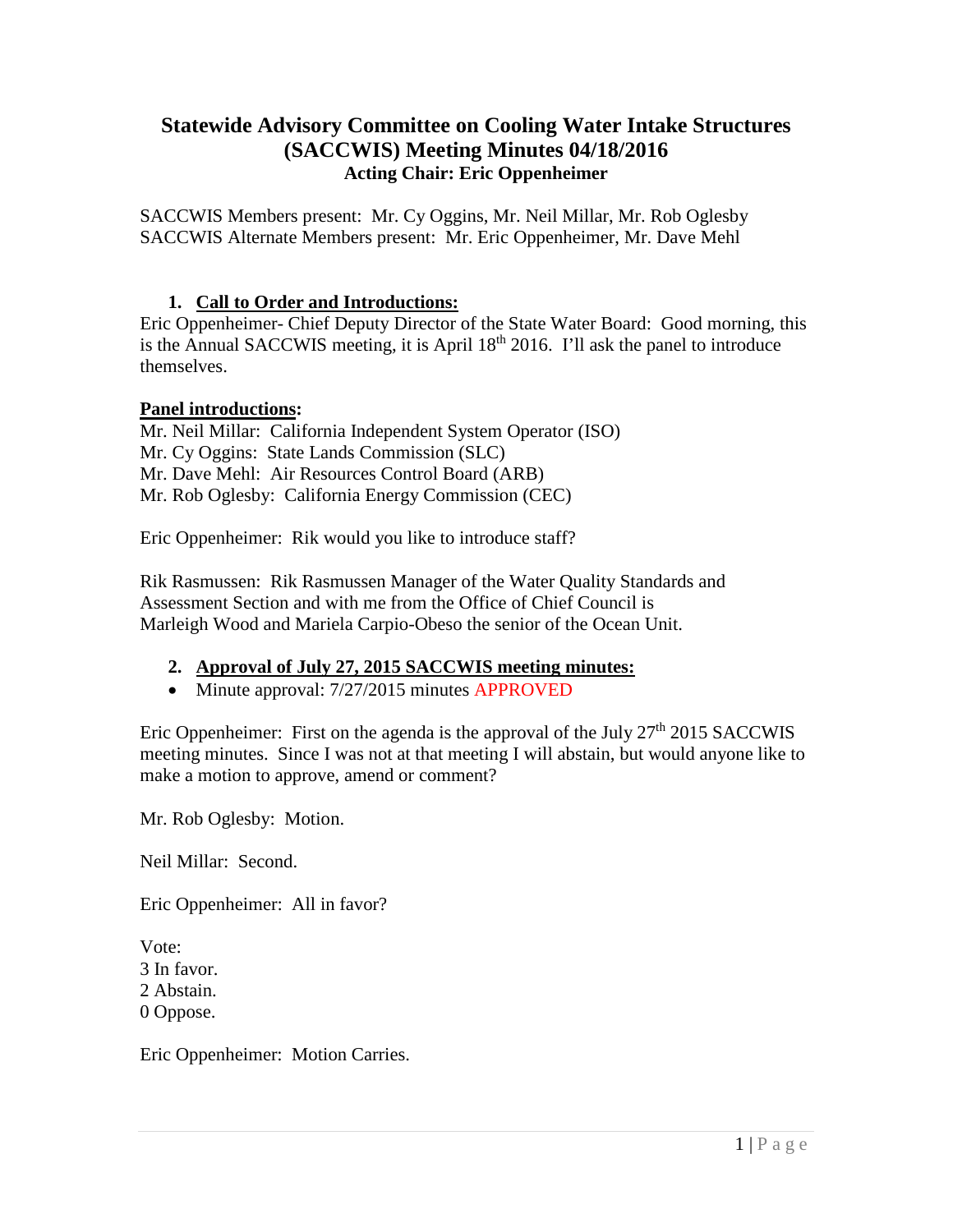# Statewide Advisory Committee on Cooling Water Intake Structures (SACCWIS) Meeting Minutes 04/18/2016

### Acting Chair: Eric Oppenheimer

SACCWIS Members present: Mr. Cy Oggins, Mr. Neil Millar, Mr. Rob Oglesby
SACCWIS Alternate Members present: Mr. Eric Oppenheimer, Mr. Dave Mehl

1. **Call to Order and Introductions:**

Eric Oppenheimer- Chief Deputy Director of the State Water Board: Good morning, this is the Annual SACCWIS meeting, it is April 18th 2016. I'll ask the panel to introduce themselves.

**Panel introductions:**

Mr. Neil Millar: California Independent System Operator (ISO)
Mr. Cy Oggins: State Lands Commission (SLC)
Mr. Dave Mehl: Air Resources Control Board (ARB)
Mr. Rob Oglesby: California Energy Commission (CEC)

Eric Oppenheimer: Rik would you like to introduce staff?

Rik Rasmussen: Rik Rasmussen Manager of the Water Quality Standards and Assessment Section and with me from the Office of Chief Council is Marleigh Wood and Mariela Carpio-Obeso the senior of the Ocean Unit.

2. **Approval of July 27, 2015 SACCWIS meeting minutes:**

- Minute approval: 7/27/2015 minutes APPROVED

Eric Oppenheimer: First on the agenda is the approval of the July 27th 2015 SACCWIS meeting minutes. Since I was not at that meeting I will abstain, but would anyone like to make a motion to approve, amend or comment?

Mr. Rob Oglesby: Motion.

Neil Millar: Second.

Eric Oppenheimer: All in favor?

Vote:
3 In favor.
2 Abstain.
0 Oppose.

Eric Oppenheimer: Motion Carries.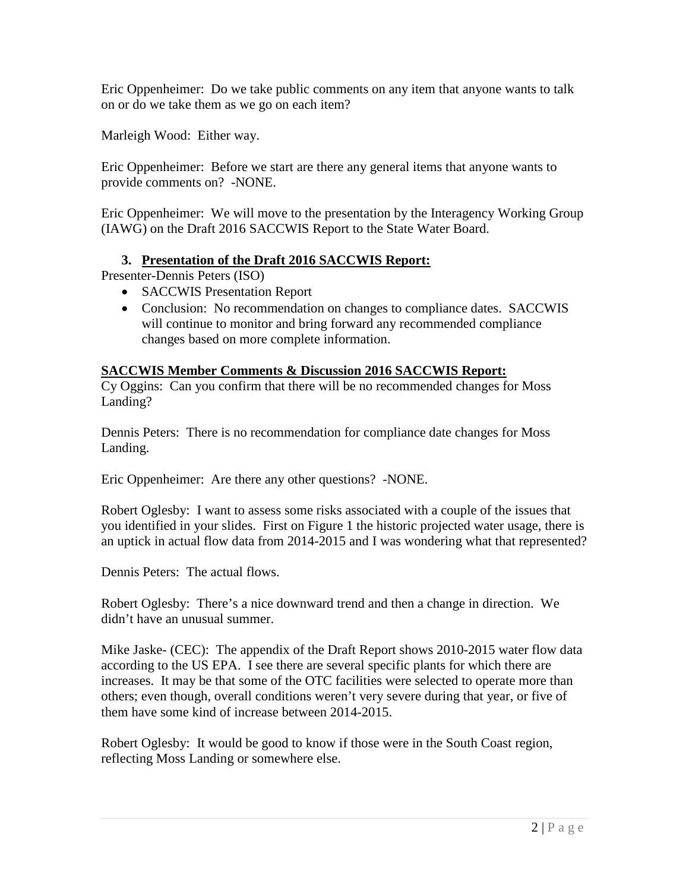Eric Oppenheimer: Do we take public comments on any item that anyone wants to talk on or do we take them as we go on each item?

Marleigh Wood: Either way.

Eric Oppenheimer: Before we start are there any general items that anyone wants to provide comments on? -NONE.

Eric Oppenheimer: We will move to the presentation by the Interagency Working Group (IAWG) on the Draft 2016 SACCWIS Report to the State Water Board.

3. **Presentation of the Draft 2016 SACCWIS Report:**

Presenter-Dennis Peters (ISO)

- SACCWIS Presentation Report
- Conclusion: No recommendation on changes to compliance dates. SACCWIS will continue to monitor and bring forward any recommended compliance changes based on more complete information.

**SACCWIS Member Comments & Discussion 2016 SACCWIS Report:**

Cy Oggins: Can you confirm that there will be no recommended changes for Moss Landing?

Dennis Peters: There is no recommendation for compliance date changes for Moss Landing.

Eric Oppenheimer: Are there any other questions? -NONE.

Robert Oglesby: I want to assess some risks associated with a couple of the issues that you identified in your slides. First on Figure 1 the historic projected water usage, there is an uptick in actual flow data from 2014-2015 and I was wondering what that represented?

Dennis Peters: The actual flows.

Robert Oglesby: There's a nice downward trend and then a change in direction. We didn't have an unusual summer.

Mike Jaske- (CEC): The appendix of the Draft Report shows 2010-2015 water flow data according to the US EPA. I see there are several specific plants for which there are increases. It may be that some of the OTC facilities were selected to operate more than others; even though, overall conditions weren't very severe during that year, or five of them have some kind of increase between 2014-2015.

Robert Oglesby: It would be good to know if those were in the South Coast region, reflecting Moss Landing or somewhere else.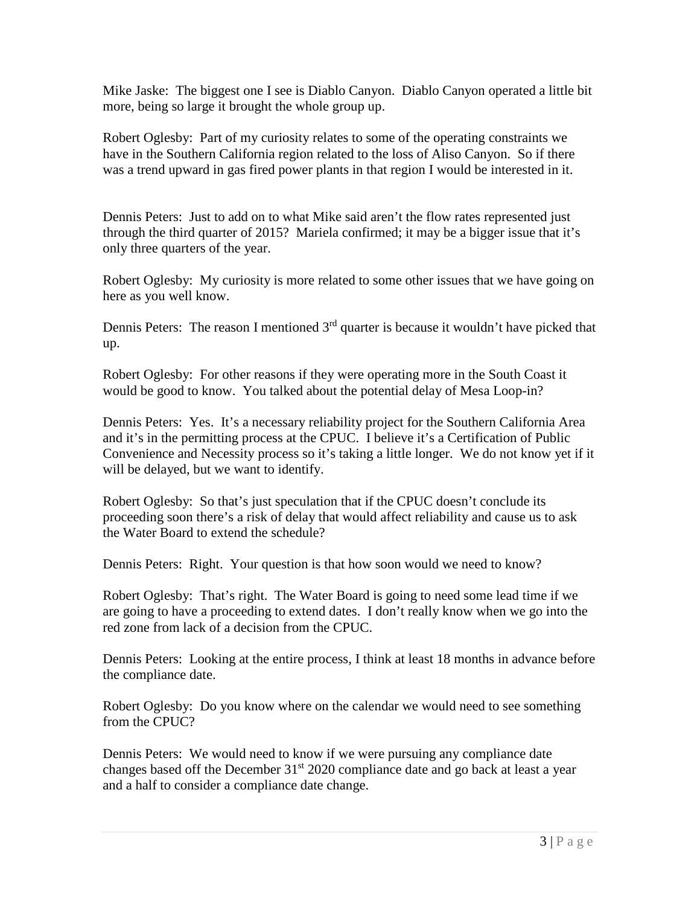Mike Jaske: The biggest one I see is Diablo Canyon. Diablo Canyon operated a little bit more, being so large it brought the whole group up.

Robert Oglesby: Part of my curiosity relates to some of the operating constraints we have in the Southern California region related to the loss of Aliso Canyon. So if there was a trend upward in gas fired power plants in that region I would be interested in it.

Dennis Peters: Just to add on to what Mike said aren't the flow rates represented just through the third quarter of 2015? Mariela confirmed; it may be a bigger issue that it's only three quarters of the year.

Robert Oglesby: My curiosity is more related to some other issues that we have going on here as you well know.

Dennis Peters: The reason I mentioned 3rd quarter is because it wouldn't have picked that up.

Robert Oglesby: For other reasons if they were operating more in the South Coast it would be good to know. You talked about the potential delay of Mesa Loop-in?

Dennis Peters: Yes. It's a necessary reliability project for the Southern California Area and it's in the permitting process at the CPUC. I believe it's a Certification of Public Convenience and Necessity process so it's taking a little longer. We do not know yet if it will be delayed, but we want to identify.

Robert Oglesby: So that's just speculation that if the CPUC doesn't conclude its proceeding soon there's a risk of delay that would affect reliability and cause us to ask the Water Board to extend the schedule?

Dennis Peters: Right. Your question is that how soon would we need to know?

Robert Oglesby: That's right. The Water Board is going to need some lead time if we are going to have a proceeding to extend dates. I don't really know when we go into the red zone from lack of a decision from the CPUC.

Dennis Peters: Looking at the entire process, I think at least 18 months in advance before the compliance date.

Robert Oglesby: Do you know where on the calendar we would need to see something from the CPUC?

Dennis Peters: We would need to know if we were pursuing any compliance date changes based off the December 31st 2020 compliance date and go back at least a year and a half to consider a compliance date change.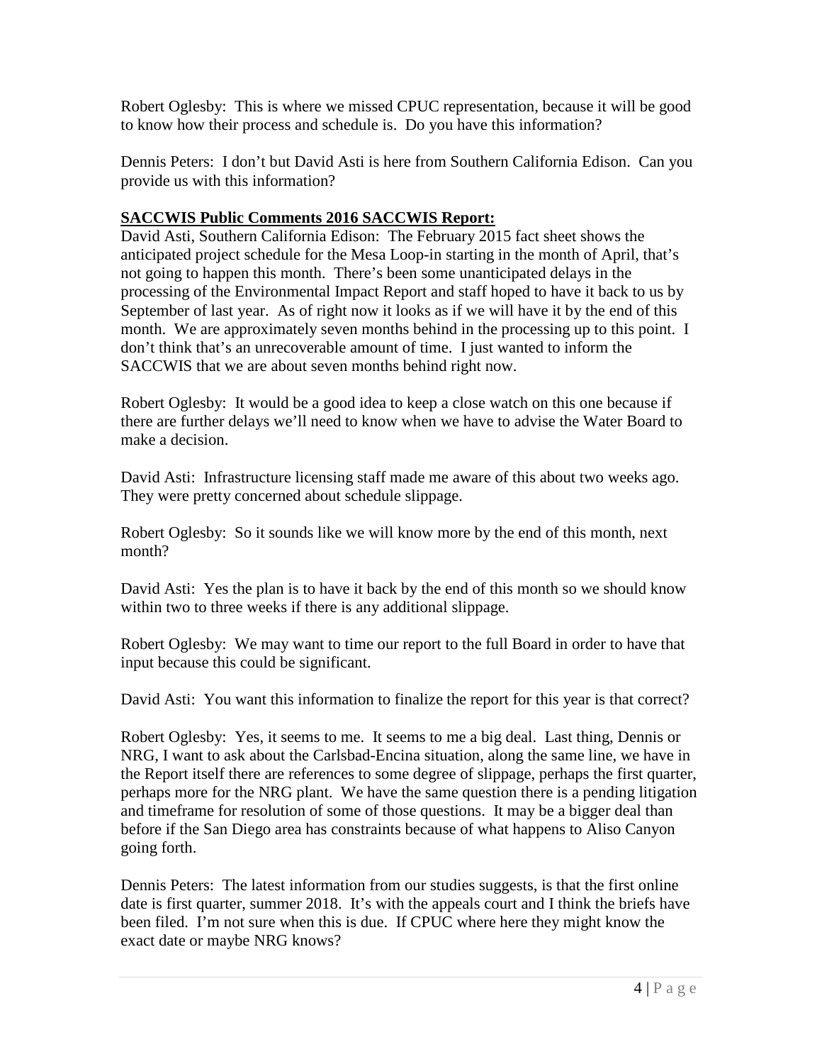Robert Oglesby: This is where we missed CPUC representation, because it will be good to know how their process and schedule is. Do you have this information?

Dennis Peters: I don't but David Asti is here from Southern California Edison. Can you provide us with this information?

**SACCWIS Public Comments 2016 SACCWIS Report:**

David Asti, Southern California Edison: The February 2015 fact sheet shows the anticipated project schedule for the Mesa Loop-in starting in the month of April, that's not going to happen this month. There's been some unanticipated delays in the processing of the Environmental Impact Report and staff hoped to have it back to us by September of last year. As of right now it looks as if we will have it by the end of this month. We are approximately seven months behind in the processing up to this point. I don't think that's an unrecoverable amount of time. I just wanted to inform the SACCWIS that we are about seven months behind right now.

Robert Oglesby: It would be a good idea to keep a close watch on this one because if there are further delays we'll need to know when we have to advise the Water Board to make a decision.

David Asti: Infrastructure licensing staff made me aware of this about two weeks ago. They were pretty concerned about schedule slippage.

Robert Oglesby: So it sounds like we will know more by the end of this month, next month?

David Asti: Yes the plan is to have it back by the end of this month so we should know within two to three weeks if there is any additional slippage.

Robert Oglesby: We may want to time our report to the full Board in order to have that input because this could be significant.

David Asti: You want this information to finalize the report for this year is that correct?

Robert Oglesby: Yes, it seems to me. It seems to me a big deal. Last thing, Dennis or NRG, I want to ask about the Carlsbad-Encina situation, along the same line, we have in the Report itself there are references to some degree of slippage, perhaps the first quarter, perhaps more for the NRG plant. We have the same question there is a pending litigation and timeframe for resolution of some of those questions. It may be a bigger deal than before if the San Diego area has constraints because of what happens to Aliso Canyon going forth.

Dennis Peters: The latest information from our studies suggests, is that the first online date is first quarter, summer 2018. It's with the appeals court and I think the briefs have been filed. I'm not sure when this is due. If CPUC where here they might know the exact date or maybe NRG knows?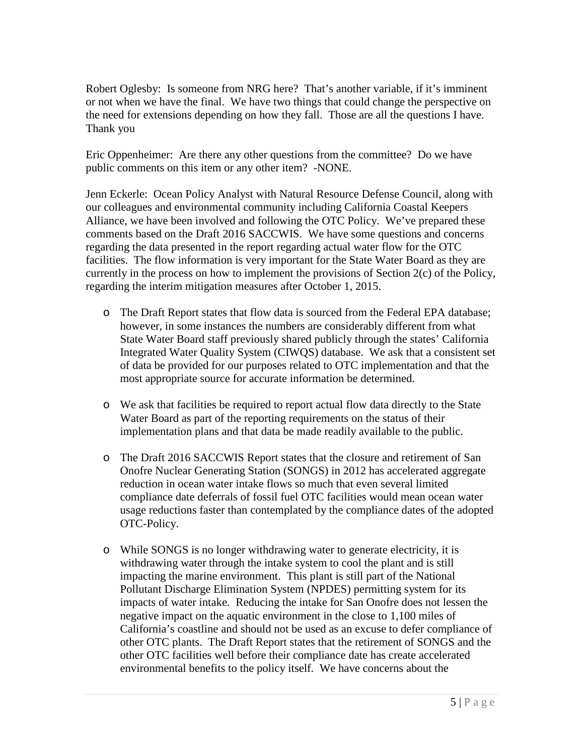Robert Oglesby: Is someone from NRG here? That's another variable, if it's imminent or not when we have the final. We have two things that could change the perspective on the need for extensions depending on how they fall. Those are all the questions I have. Thank you

Eric Oppenheimer: Are there any other questions from the committee? Do we have public comments on this item or any other item? -NONE.

Jenn Eckerle: Ocean Policy Analyst with Natural Resource Defense Council, along with our colleagues and environmental community including California Coastal Keepers Alliance, we have been involved and following the OTC Policy. We've prepared these comments based on the Draft 2016 SACCWIS. We have some questions and concerns regarding the data presented in the report regarding actual water flow for the OTC facilities. The flow information is very important for the State Water Board as they are currently in the process on how to implement the provisions of Section 2(c) of the Policy, regarding the interim mitigation measures after October 1, 2015.

- The Draft Report states that flow data is sourced from the Federal EPA database; however, in some instances the numbers are considerably different from what State Water Board staff previously shared publicly through the states' California Integrated Water Quality System (CIWQS) database. We ask that a consistent set of data be provided for our purposes related to OTC implementation and that the most appropriate source for accurate information be determined.

- We ask that facilities be required to report actual flow data directly to the State Water Board as part of the reporting requirements on the status of their implementation plans and that data be made readily available to the public.

- The Draft 2016 SACCWIS Report states that the closure and retirement of San Onofre Nuclear Generating Station (SONGS) in 2012 has accelerated aggregate reduction in ocean water intake flows so much that even several limited compliance date deferrals of fossil fuel OTC facilities would mean ocean water usage reductions faster than contemplated by the compliance dates of the adopted OTC-Policy.

- While SONGS is no longer withdrawing water to generate electricity, it is withdrawing water through the intake system to cool the plant and is still impacting the marine environment. This plant is still part of the National Pollutant Discharge Elimination System (NPDES) permitting system for its impacts of water intake. Reducing the intake for San Onofre does not lessen the negative impact on the aquatic environment in the close to 1,100 miles of California's coastline and should not be used as an excuse to defer compliance of other OTC plants. The Draft Report states that the retirement of SONGS and the other OTC facilities well before their compliance date has create accelerated environmental benefits to the policy itself. We have concerns about the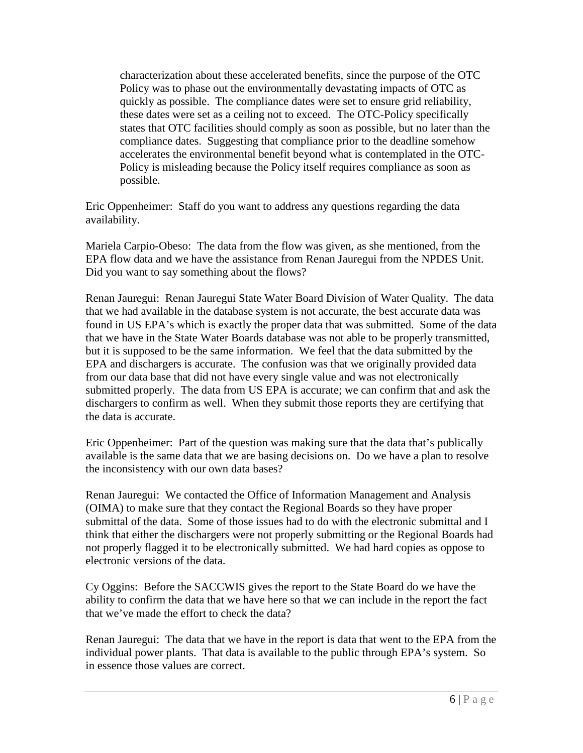> characterization about these accelerated benefits, since the purpose of the OTC Policy was to phase out the environmentally devastating impacts of OTC as quickly as possible. The compliance dates were set to ensure grid reliability, these dates were set as a ceiling not to exceed. The OTC-Policy specifically states that OTC facilities should comply as soon as possible, but no later than the compliance dates. Suggesting that compliance prior to the deadline somehow accelerates the environmental benefit beyond what is contemplated in the OTC-Policy is misleading because the Policy itself requires compliance as soon as possible.

Eric Oppenheimer: Staff do you want to address any questions regarding the data availability.

Mariela Carpio-Obeso: The data from the flow was given, as she mentioned, from the EPA flow data and we have the assistance from Renan Jauregui from the NPDES Unit. Did you want to say something about the flows?

Renan Jauregui: Renan Jauregui State Water Board Division of Water Quality. The data that we had available in the database system is not accurate, the best accurate data was found in US EPA's which is exactly the proper data that was submitted. Some of the data that we have in the State Water Boards database was not able to be properly transmitted, but it is supposed to be the same information. We feel that the data submitted by the EPA and dischargers is accurate. The confusion was that we originally provided data from our data base that did not have every single value and was not electronically submitted properly. The data from US EPA is accurate; we can confirm that and ask the dischargers to confirm as well. When they submit those reports they are certifying that the data is accurate.

Eric Oppenheimer: Part of the question was making sure that the data that's publically available is the same data that we are basing decisions on. Do we have a plan to resolve the inconsistency with our own data bases?

Renan Jauregui: We contacted the Office of Information Management and Analysis (OIMA) to make sure that they contact the Regional Boards so they have proper submittal of the data. Some of those issues had to do with the electronic submittal and I think that either the dischargers were not properly submitting or the Regional Boards had not properly flagged it to be electronically submitted. We had hard copies as oppose to electronic versions of the data.

Cy Oggins: Before the SACCWIS gives the report to the State Board do we have the ability to confirm the data that we have here so that we can include in the report the fact that we've made the effort to check the data?

Renan Jauregui: The data that we have in the report is data that went to the EPA from the individual power plants. That data is available to the public through EPA's system. So in essence those values are correct.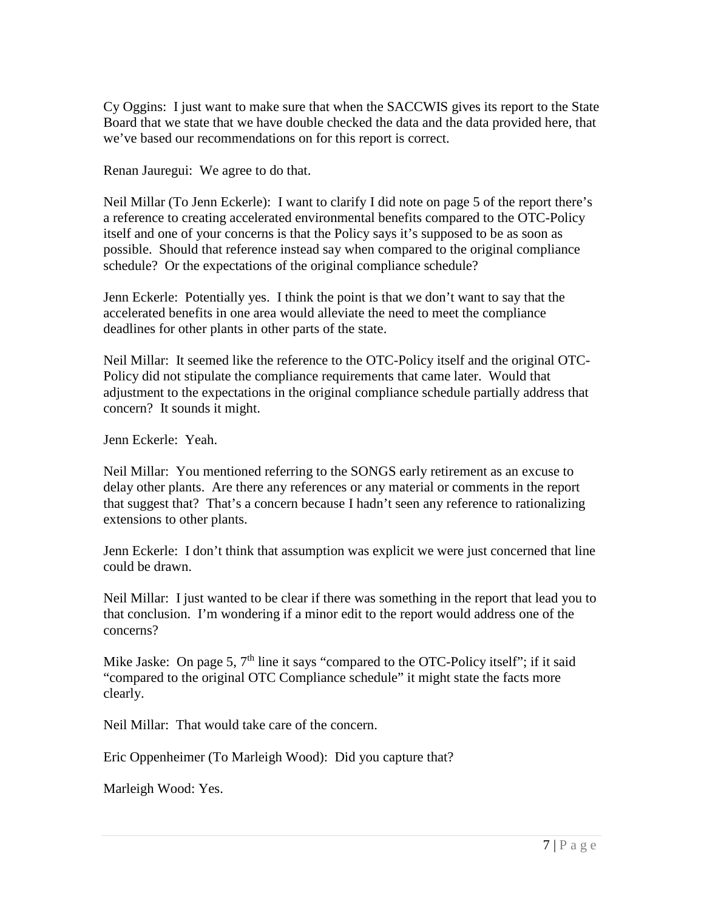Cy Oggins: I just want to make sure that when the SACCWIS gives its report to the State Board that we state that we have double checked the data and the data provided here, that we've based our recommendations on for this report is correct.

Renan Jauregui: We agree to do that.

Neil Millar (To Jenn Eckerle): I want to clarify I did note on page 5 of the report there's a reference to creating accelerated environmental benefits compared to the OTC-Policy itself and one of your concerns is that the Policy says it's supposed to be as soon as possible. Should that reference instead say when compared to the original compliance schedule? Or the expectations of the original compliance schedule?

Jenn Eckerle: Potentially yes. I think the point is that we don't want to say that the accelerated benefits in one area would alleviate the need to meet the compliance deadlines for other plants in other parts of the state.

Neil Millar: It seemed like the reference to the OTC-Policy itself and the original OTC-Policy did not stipulate the compliance requirements that came later. Would that adjustment to the expectations in the original compliance schedule partially address that concern? It sounds it might.

Jenn Eckerle: Yeah.

Neil Millar: You mentioned referring to the SONGS early retirement as an excuse to delay other plants. Are there any references or any material or comments in the report that suggest that? That's a concern because I hadn't seen any reference to rationalizing extensions to other plants.

Jenn Eckerle: I don't think that assumption was explicit we were just concerned that line could be drawn.

Neil Millar: I just wanted to be clear if there was something in the report that lead you to that conclusion. I'm wondering if a minor edit to the report would address one of the concerns?

Mike Jaske: On page 5, 7th line it says "compared to the OTC-Policy itself"; if it said "compared to the original OTC Compliance schedule" it might state the facts more clearly.

Neil Millar: That would take care of the concern.

Eric Oppenheimer (To Marleigh Wood): Did you capture that?

Marleigh Wood: Yes.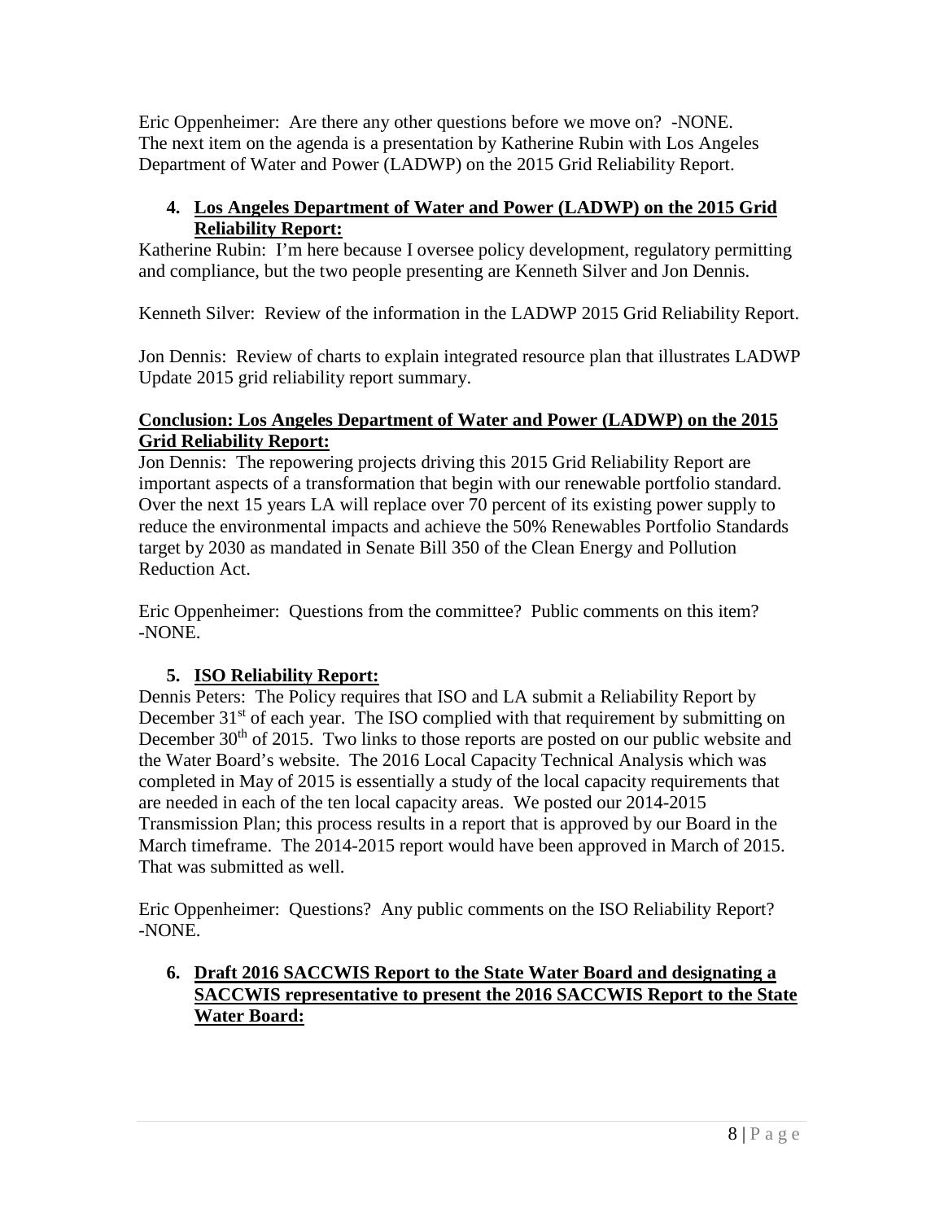Eric Oppenheimer: Are there any other questions before we move on? -NONE.
The next item on the agenda is a presentation by Katherine Rubin with Los Angeles Department of Water and Power (LADWP) on the 2015 Grid Reliability Report.

4. **Los Angeles Department of Water and Power (LADWP) on the 2015 Grid Reliability Report:**

Katherine Rubin: I'm here because I oversee policy development, regulatory permitting and compliance, but the two people presenting are Kenneth Silver and Jon Dennis.

Kenneth Silver: Review of the information in the LADWP 2015 Grid Reliability Report.

Jon Dennis: Review of charts to explain integrated resource plan that illustrates LADWP Update 2015 grid reliability report summary.

**Conclusion: Los Angeles Department of Water and Power (LADWP) on the 2015 Grid Reliability Report:**

Jon Dennis: The repowering projects driving this 2015 Grid Reliability Report are important aspects of a transformation that begin with our renewable portfolio standard. Over the next 15 years LA will replace over 70 percent of its existing power supply to reduce the environmental impacts and achieve the 50% Renewables Portfolio Standards target by 2030 as mandated in Senate Bill 350 of the Clean Energy and Pollution Reduction Act.

Eric Oppenheimer: Questions from the committee? Public comments on this item? -NONE.

5. **ISO Reliability Report:**

Dennis Peters: The Policy requires that ISO and LA submit a Reliability Report by December 31st of each year. The ISO complied with that requirement by submitting on December 30th of 2015. Two links to those reports are posted on our public website and the Water Board's website. The 2016 Local Capacity Technical Analysis which was completed in May of 2015 is essentially a study of the local capacity requirements that are needed in each of the ten local capacity areas. We posted our 2014-2015 Transmission Plan; this process results in a report that is approved by our Board in the March timeframe. The 2014-2015 report would have been approved in March of 2015. That was submitted as well.

Eric Oppenheimer: Questions? Any public comments on the ISO Reliability Report? -NONE.

6. **Draft 2016 SACCWIS Report to the State Water Board and designating a SACCWIS representative to present the 2016 SACCWIS Report to the State Water Board:**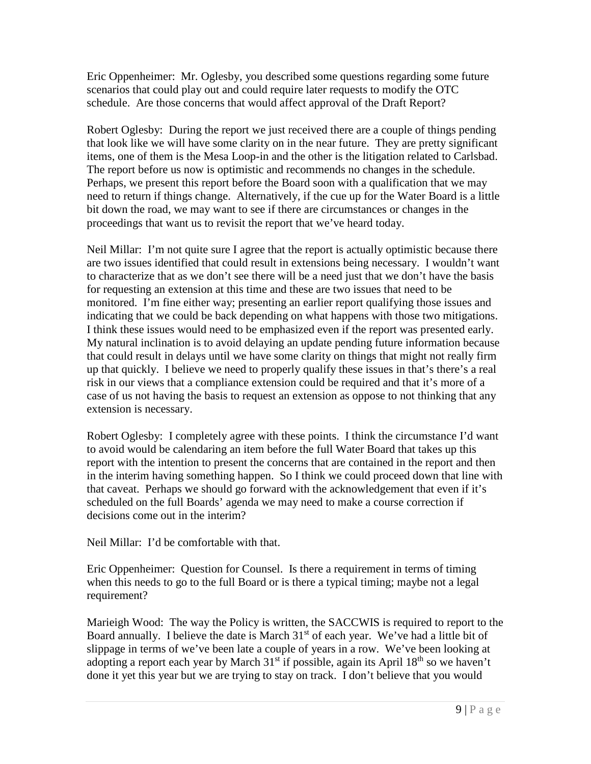Eric Oppenheimer: Mr. Oglesby, you described some questions regarding some future scenarios that could play out and could require later requests to modify the OTC schedule. Are those concerns that would affect approval of the Draft Report?

Robert Oglesby: During the report we just received there are a couple of things pending that look like we will have some clarity on in the near future. They are pretty significant items, one of them is the Mesa Loop-in and the other is the litigation related to Carlsbad. The report before us now is optimistic and recommends no changes in the schedule. Perhaps, we present this report before the Board soon with a qualification that we may need to return if things change. Alternatively, if the cue up for the Water Board is a little bit down the road, we may want to see if there are circumstances or changes in the proceedings that want us to revisit the report that we've heard today.

Neil Millar: I'm not quite sure I agree that the report is actually optimistic because there are two issues identified that could result in extensions being necessary. I wouldn't want to characterize that as we don't see there will be a need just that we don't have the basis for requesting an extension at this time and these are two issues that need to be monitored. I'm fine either way; presenting an earlier report qualifying those issues and indicating that we could be back depending on what happens with those two mitigations. I think these issues would need to be emphasized even if the report was presented early. My natural inclination is to avoid delaying an update pending future information because that could result in delays until we have some clarity on things that might not really firm up that quickly. I believe we need to properly qualify these issues in that's there's a real risk in our views that a compliance extension could be required and that it's more of a case of us not having the basis to request an extension as oppose to not thinking that any extension is necessary.

Robert Oglesby: I completely agree with these points. I think the circumstance I'd want to avoid would be calendaring an item before the full Water Board that takes up this report with the intention to present the concerns that are contained in the report and then in the interim having something happen. So I think we could proceed down that line with that caveat. Perhaps we should go forward with the acknowledgement that even if it's scheduled on the full Boards' agenda we may need to make a course correction if decisions come out in the interim?

Neil Millar: I'd be comfortable with that.

Eric Oppenheimer: Question for Counsel. Is there a requirement in terms of timing when this needs to go to the full Board or is there a typical timing; maybe not a legal requirement?

Marieigh Wood: The way the Policy is written, the SACCWIS is required to report to the Board annually. I believe the date is March 31st of each year. We've had a little bit of slippage in terms of we've been late a couple of years in a row. We've been looking at adopting a report each year by March 31st if possible, again its April 18th so we haven't done it yet this year but we are trying to stay on track. I don't believe that you would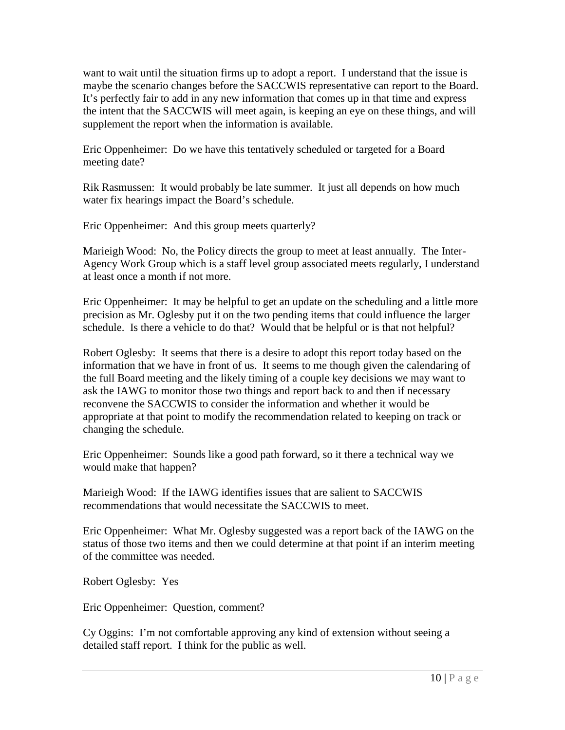want to wait until the situation firms up to adopt a report. I understand that the issue is maybe the scenario changes before the SACCWIS representative can report to the Board. It's perfectly fair to add in any new information that comes up in that time and express the intent that the SACCWIS will meet again, is keeping an eye on these things, and will supplement the report when the information is available.

Eric Oppenheimer: Do we have this tentatively scheduled or targeted for a Board meeting date?

Rik Rasmussen: It would probably be late summer. It just all depends on how much water fix hearings impact the Board's schedule.

Eric Oppenheimer: And this group meets quarterly?

Marieigh Wood: No, the Policy directs the group to meet at least annually. The Inter-Agency Work Group which is a staff level group associated meets regularly, I understand at least once a month if not more.

Eric Oppenheimer: It may be helpful to get an update on the scheduling and a little more precision as Mr. Oglesby put it on the two pending items that could influence the larger schedule. Is there a vehicle to do that? Would that be helpful or is that not helpful?

Robert Oglesby: It seems that there is a desire to adopt this report today based on the information that we have in front of us. It seems to me though given the calendaring of the full Board meeting and the likely timing of a couple key decisions we may want to ask the IAWG to monitor those two things and report back to and then if necessary reconvene the SACCWIS to consider the information and whether it would be appropriate at that point to modify the recommendation related to keeping on track or changing the schedule.

Eric Oppenheimer: Sounds like a good path forward, so it there a technical way we would make that happen?

Marieigh Wood: If the IAWG identifies issues that are salient to SACCWIS recommendations that would necessitate the SACCWIS to meet.

Eric Oppenheimer: What Mr. Oglesby suggested was a report back of the IAWG on the status of those two items and then we could determine at that point if an interim meeting of the committee was needed.

Robert Oglesby: Yes

Eric Oppenheimer: Question, comment?

Cy Oggins: I'm not comfortable approving any kind of extension without seeing a detailed staff report. I think for the public as well.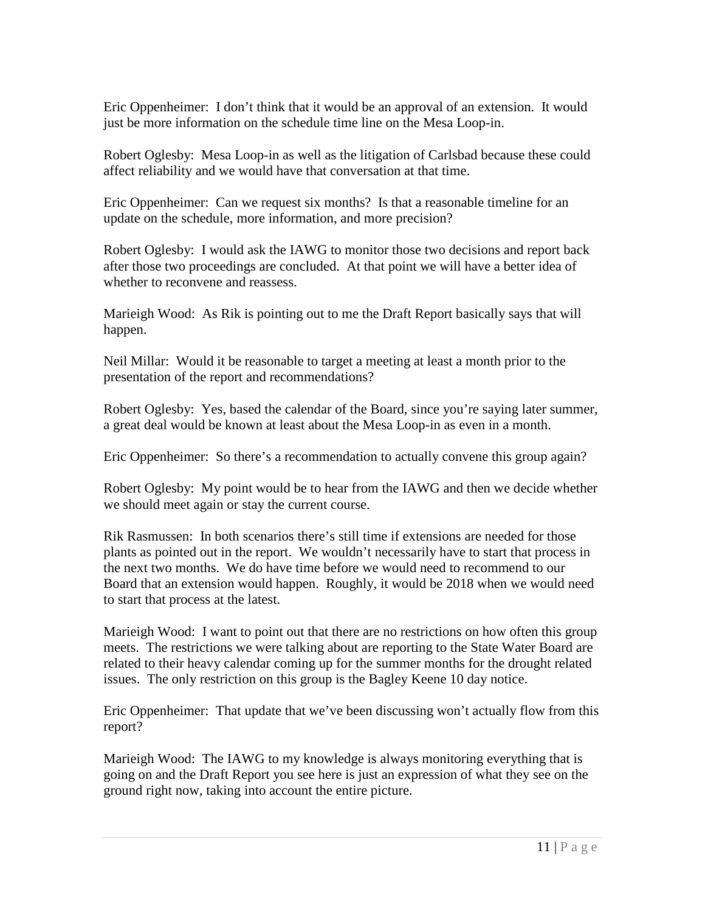Eric Oppenheimer: I don't think that it would be an approval of an extension. It would just be more information on the schedule time line on the Mesa Loop-in.

Robert Oglesby: Mesa Loop-in as well as the litigation of Carlsbad because these could affect reliability and we would have that conversation at that time.

Eric Oppenheimer: Can we request six months? Is that a reasonable timeline for an update on the schedule, more information, and more precision?

Robert Oglesby: I would ask the IAWG to monitor those two decisions and report back after those two proceedings are concluded. At that point we will have a better idea of whether to reconvene and reassess.

Marieigh Wood: As Rik is pointing out to me the Draft Report basically says that will happen.

Neil Millar: Would it be reasonable to target a meeting at least a month prior to the presentation of the report and recommendations?

Robert Oglesby: Yes, based the calendar of the Board, since you're saying later summer, a great deal would be known at least about the Mesa Loop-in as even in a month.

Eric Oppenheimer: So there's a recommendation to actually convene this group again?

Robert Oglesby: My point would be to hear from the IAWG and then we decide whether we should meet again or stay the current course.

Rik Rasmussen: In both scenarios there's still time if extensions are needed for those plants as pointed out in the report. We wouldn't necessarily have to start that process in the next two months. We do have time before we would need to recommend to our Board that an extension would happen. Roughly, it would be 2018 when we would need to start that process at the latest.

Marieigh Wood: I want to point out that there are no restrictions on how often this group meets. The restrictions we were talking about are reporting to the State Water Board are related to their heavy calendar coming up for the summer months for the drought related issues. The only restriction on this group is the Bagley Keene 10 day notice.

Eric Oppenheimer: That update that we've been discussing won't actually flow from this report?

Marieigh Wood: The IAWG to my knowledge is always monitoring everything that is going on and the Draft Report you see here is just an expression of what they see on the ground right now, taking into account the entire picture.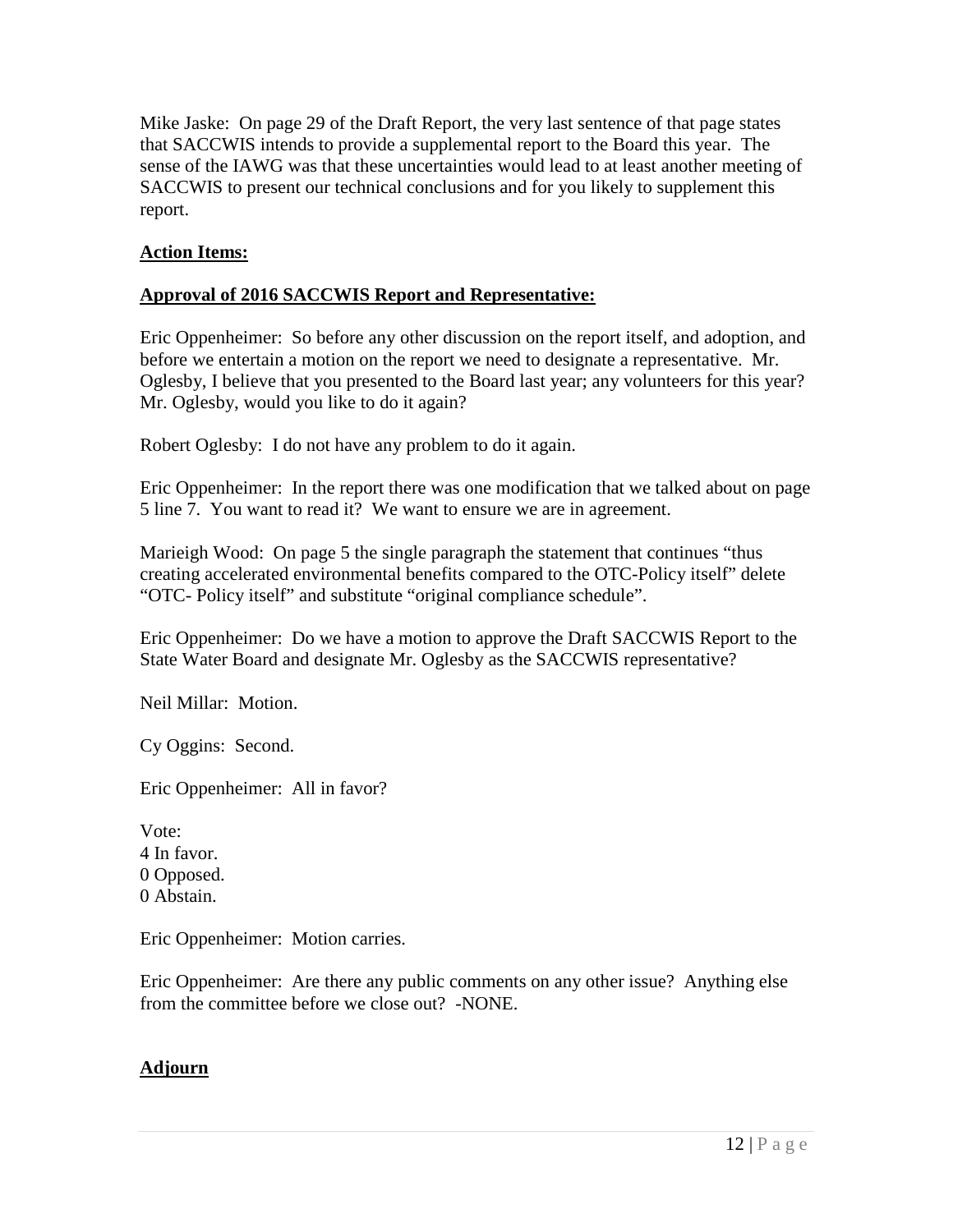Mike Jaske: On page 29 of the Draft Report, the very last sentence of that page states that SACCWIS intends to provide a supplemental report to the Board this year. The sense of the IAWG was that these uncertainties would lead to at least another meeting of SACCWIS to present our technical conclusions and for you likely to supplement this report.

**Action Items:**

**Approval of 2016 SACCWIS Report and Representative:**

Eric Oppenheimer: So before any other discussion on the report itself, and adoption, and before we entertain a motion on the report we need to designate a representative. Mr. Oglesby, I believe that you presented to the Board last year; any volunteers for this year? Mr. Oglesby, would you like to do it again?

Robert Oglesby: I do not have any problem to do it again.

Eric Oppenheimer: In the report there was one modification that we talked about on page 5 line 7. You want to read it? We want to ensure we are in agreement.

Marieigh Wood: On page 5 the single paragraph the statement that continues "thus creating accelerated environmental benefits compared to the OTC-Policy itself" delete "OTC- Policy itself" and substitute "original compliance schedule".

Eric Oppenheimer: Do we have a motion to approve the Draft SACCWIS Report to the State Water Board and designate Mr. Oglesby as the SACCWIS representative?

Neil Millar: Motion.

Cy Oggins: Second.

Eric Oppenheimer: All in favor?

Vote:
4 In favor.
0 Opposed.
0 Abstain.

Eric Oppenheimer: Motion carries.

Eric Oppenheimer: Are there any public comments on any other issue? Anything else from the committee before we close out? -NONE.

**Adjourn**